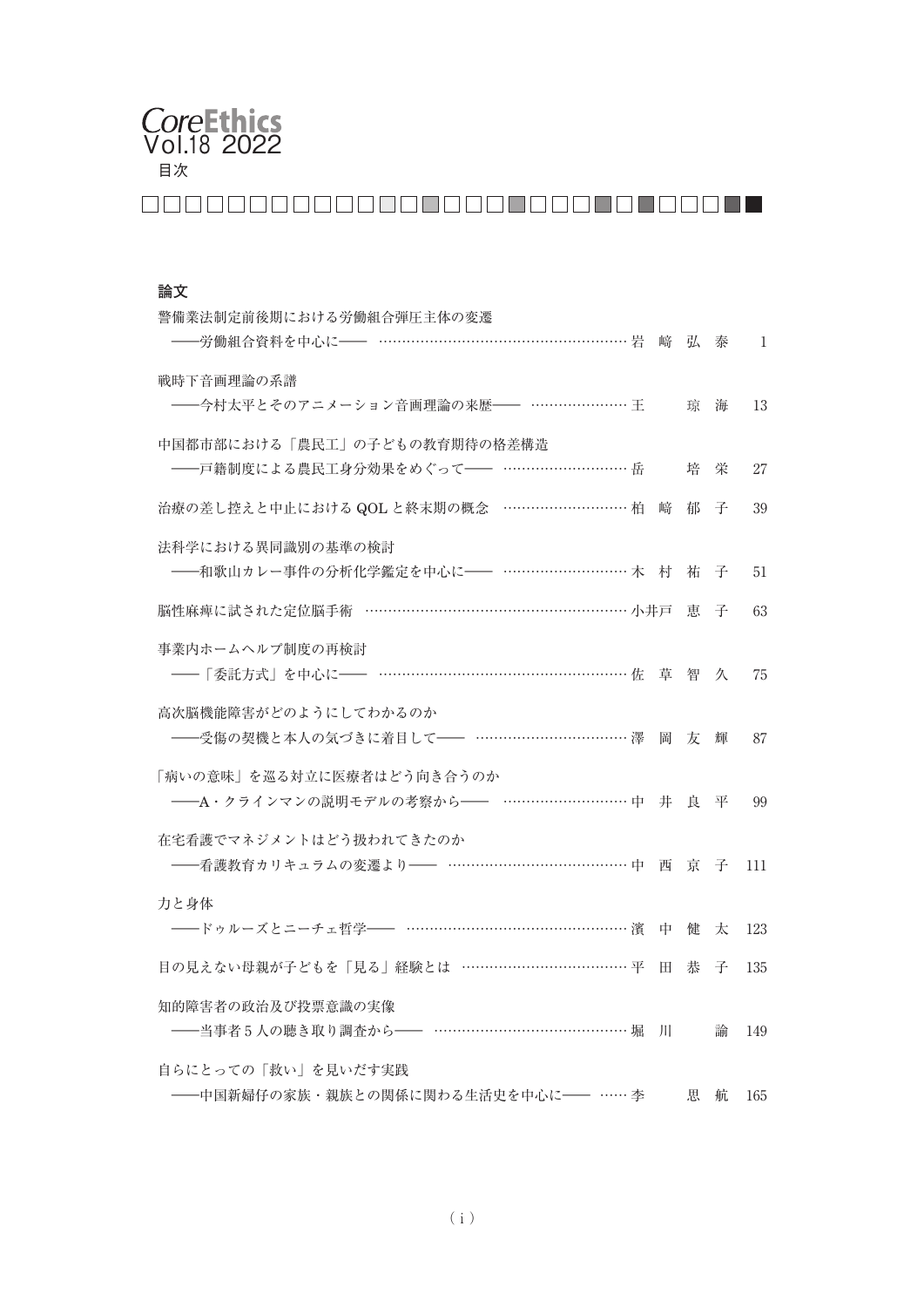# CoreEthics Vol.18 2022

目次

## 論文

警備業法制定前後期における労働組合弾圧主体の変遷
——労働組合資料を中心に—— …………………………………………… 岩 﨑 弘 泰　1

戦時下音画理論の系譜
——今村太平とそのアニメーション音画理論の来歴—— ………………… 王 　琼 海　13

中国都市部における「農民工」の子どもの教育期待の格差構造
——戸籍制度による農民工身分効果をめぐって—— ……………………… 岳 　培 栄　27

治療の差し控えと中止における QOL と終末期の概念 ……………………… 柏 﨑 郁 子　39

法科学における異同識別の基準の検討
——和歌山カレー事件の分析化学鑑定を中心に—— ……………………… 木 村 祐 子　51

脳性麻痺に試された定位脳手術 ……………………………………………… 小井戸 恵 子　63

事業内ホームヘルプ制度の再検討
——「委託方式」を中心に—— ………………………………………………… 佐 草 智 久　75

高次脳機能障害がどのようにしてわかるのか
——受傷の契機と本人の気づきに着目して—— …………………………… 澤 岡 友 輝　87

「病いの意味」を巡る対立に医療者はどう向き合うのか
——A・クラインマンの説明モデルの考察から—— ………………………… 中 井 良 平　99

在宅看護でマネジメントはどう扱われてきたのか
——看護教育カリキュラムの変遷より—— ………………………………… 中 西 京 子　111

力と身体
——ドゥルーズとニーチェ哲学—— ………………………………………… 濱 中 健 太　123

目の見えない母親が子どもを「見る」経験とは ……………………………… 平 田 恭 子　135

知的障害者の政治及び投票意識の実像
——当事者 5 人の聴き取り調査から—— …………………………………… 堀 川 　諭　149

自らにとっての「救い」を見いだす実践
——中国新婦仔の家族・親族との関係に関わる生活史を中心に—— …… 李 　思 航　165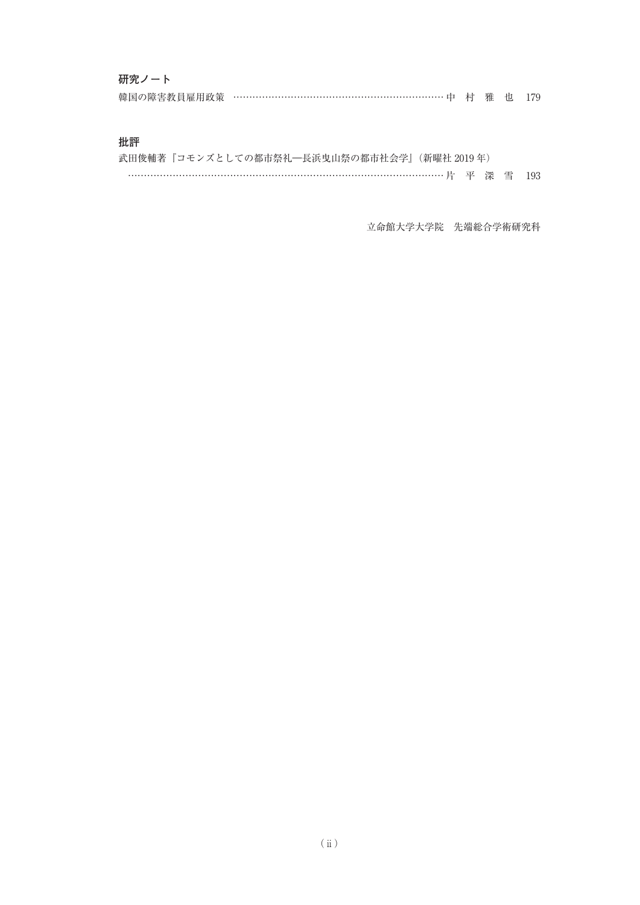## 研究ノート

韓国の障害教員雇用政策 ……………………………………………………………… 中 村 雅 也 179

## 批評

武田俊輔著『コモンズとしての都市祭礼―長浜曳山祭の都市社会学』(新曜社 2019 年)

……………………………………………………………………………………… 片 平 深 雪 193

立命館大学大学院 先端総合学術研究科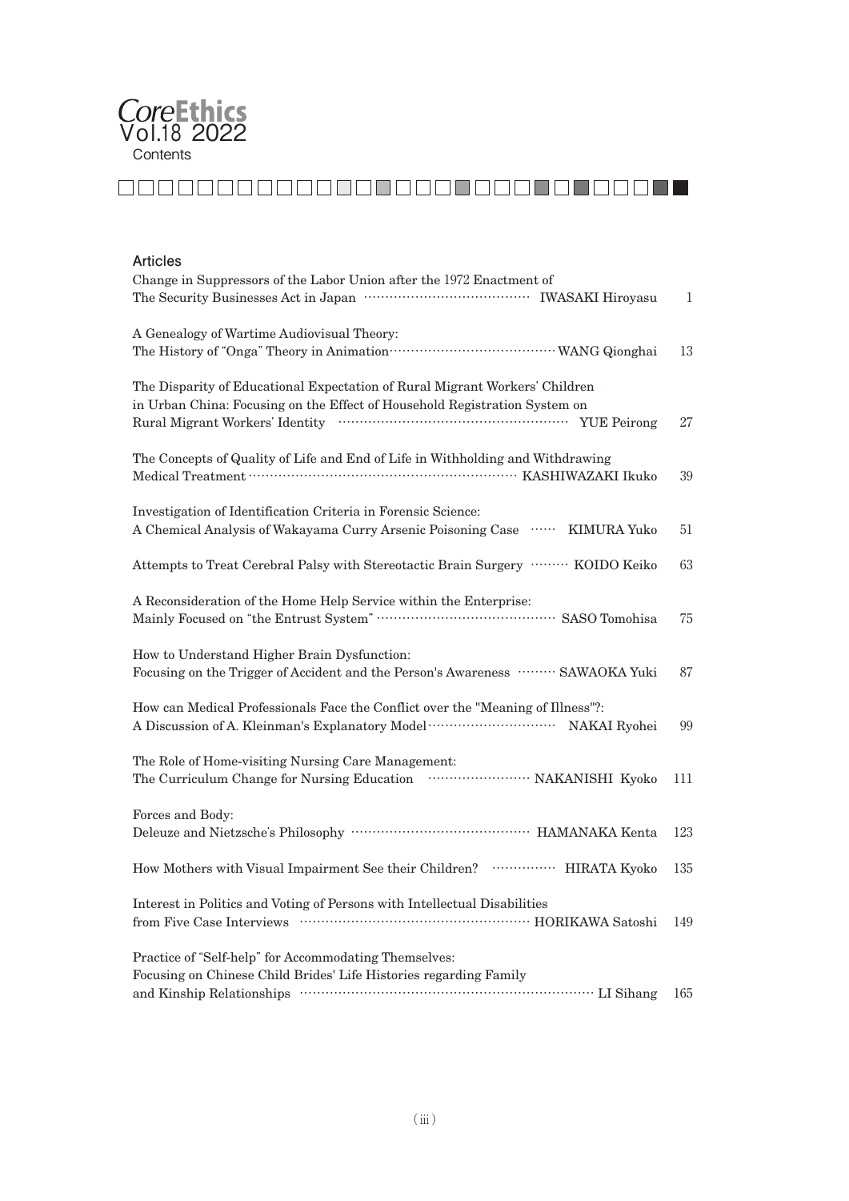# CoreEthics Vol.18 2022

## Contents

### Articles

Change in Suppressors of the Labor Union after the 1972 Enactment of The Security Businesses Act in Japan …… IWASAKI Hiroyasu 1

A Genealogy of Wartime Audiovisual Theory: The History of "Onga" Theory in Animation …… WANG Qionghai 13

The Disparity of Educational Expectation of Rural Migrant Workers' Children in Urban China: Focusing on the Effect of Household Registration System on Rural Migrant Workers' Identity …… YUE Peirong 27

The Concepts of Quality of Life and End of Life in Withholding and Withdrawing Medical Treatment …… KASHIWAZAKI Ikuko 39

Investigation of Identification Criteria in Forensic Science: A Chemical Analysis of Wakayama Curry Arsenic Poisoning Case …… KIMURA Yuko 51

Attempts to Treat Cerebral Palsy with Stereotactic Brain Surgery …… KOIDO Keiko 63

A Reconsideration of the Home Help Service within the Enterprise: Mainly Focused on "the Entrust System" …… SASO Tomohisa 75

How to Understand Higher Brain Dysfunction: Focusing on the Trigger of Accident and the Person's Awareness …… SAWAOKA Yuki 87

How can Medical Professionals Face the Conflict over the "Meaning of Illness"?: A Discussion of A. Kleinman's Explanatory Model …… NAKAI Ryohei 99

The Role of Home-visiting Nursing Care Management: The Curriculum Change for Nursing Education …… NAKANISHI Kyoko 111

Forces and Body: Deleuze and Nietzsche's Philosophy …… HAMANAKA Kenta 123

How Mothers with Visual Impairment See their Children? …… HIRATA Kyoko 135

Interest in Politics and Voting of Persons with Intellectual Disabilities from Five Case Interviews …… HORIKAWA Satoshi 149

Practice of "Self-help" for Accommodating Themselves: Focusing on Chinese Child Brides' Life Histories regarding Family and Kinship Relationships …… LI Sihang 165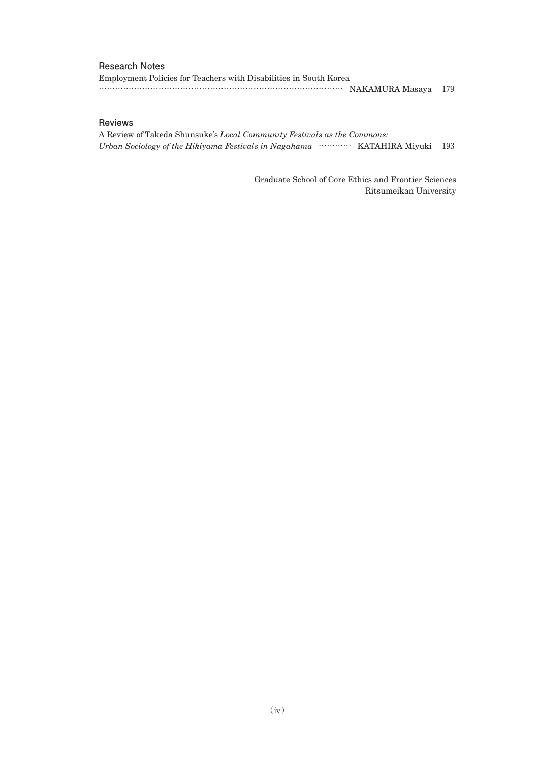## Research Notes

Employment Policies for Teachers with Disabilities in South Korea
………………………………………………………………………………… NAKAMURA Masaya 179

## Reviews

A Review of Takeda Shunsuke's *Local Community Festivals as the Commons: Urban Sociology of the Hikiyama Festivals in Nagahama* ………… KATAHIRA Miyuki 193

Graduate School of Core Ethics and Frontier Sciences
Ritsumeikan University